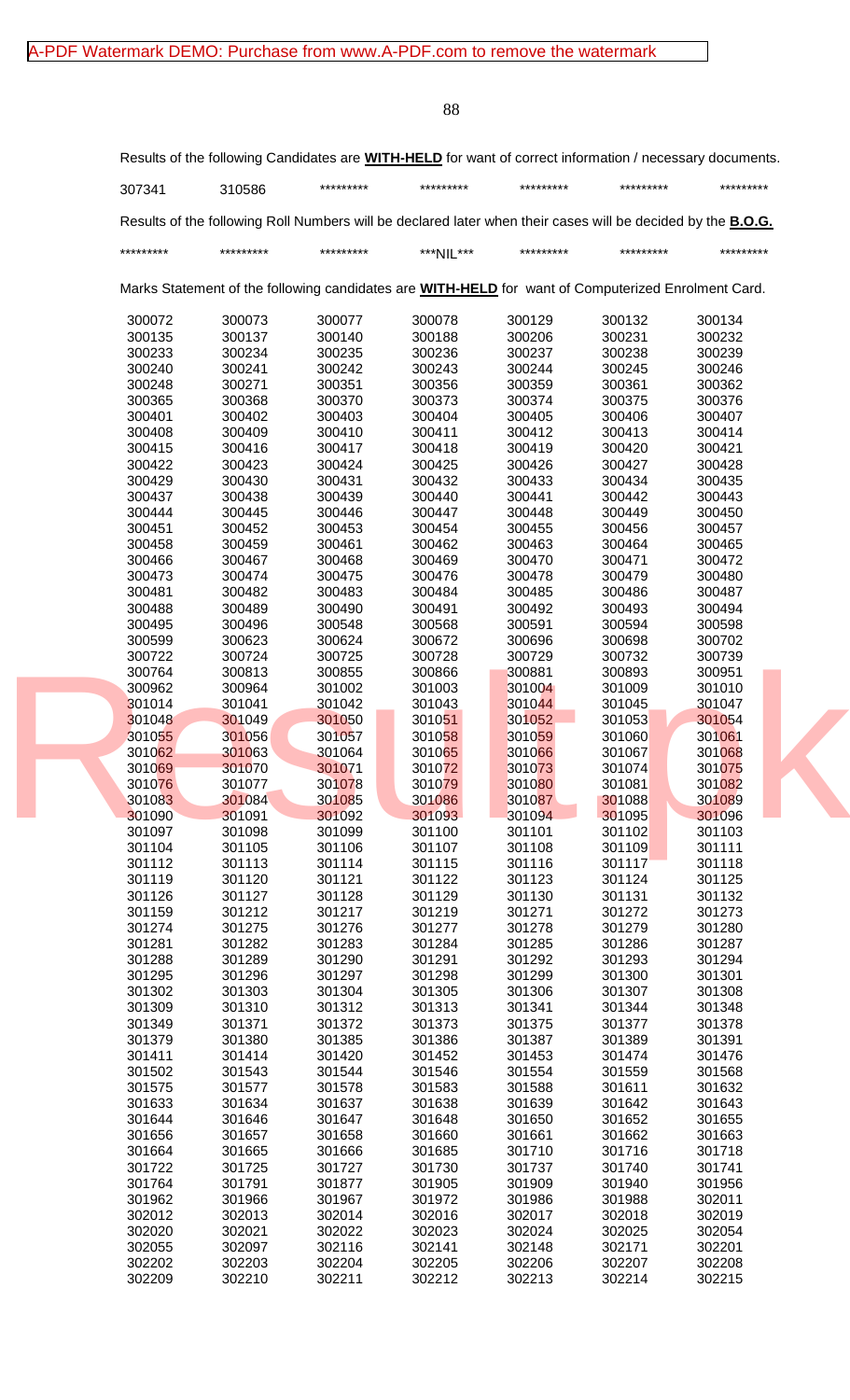Results of the following Candidates are **WITH-HELD** for want of correct information / necessary documents.

| | | | | | | |
|---|---|---|---|---|---|---|
| 307341 | 310586 | ********* | ********* | ********* | ********* | ********* |

Results of the following Roll Numbers will be declared later when their cases will be decided by the **B.O.G.**

| | | | | | | |
|---|---|---|---|---|---|---|
| ********* | ********* | ********* | ***NIL*** | ********* | ********* | ********* |

Marks Statement of the following candidates are **WITH-HELD** for want of Computerized Enrolment Card.

| | | | | | | |
|---|---|---|---|---|---|---|
| 300072 | 300073 | 300077 | 300078 | 300129 | 300132 | 300134 |
| 300135 | 300137 | 300140 | 300188 | 300206 | 300231 | 300232 |
| 300233 | 300234 | 300235 | 300236 | 300237 | 300238 | 300239 |
| 300240 | 300241 | 300242 | 300243 | 300244 | 300245 | 300246 |
| 300248 | 300271 | 300351 | 300356 | 300359 | 300361 | 300362 |
| 300365 | 300368 | 300370 | 300373 | 300374 | 300375 | 300376 |
| 300401 | 300402 | 300403 | 300404 | 300405 | 300406 | 300407 |
| 300408 | 300409 | 300410 | 300411 | 300412 | 300413 | 300414 |
| 300415 | 300416 | 300417 | 300418 | 300419 | 300420 | 300421 |
| 300422 | 300423 | 300424 | 300425 | 300426 | 300427 | 300428 |
| 300429 | 300430 | 300431 | 300432 | 300433 | 300434 | 300435 |
| 300437 | 300438 | 300439 | 300440 | 300441 | 300442 | 300443 |
| 300444 | 300445 | 300446 | 300447 | 300448 | 300449 | 300450 |
| 300451 | 300452 | 300453 | 300454 | 300455 | 300456 | 300457 |
| 300458 | 300459 | 300461 | 300462 | 300463 | 300464 | 300465 |
| 300466 | 300467 | 300468 | 300469 | 300470 | 300471 | 300472 |
| 300473 | 300474 | 300475 | 300476 | 300478 | 300479 | 300480 |
| 300481 | 300482 | 300483 | 300484 | 300485 | 300486 | 300487 |
| 300488 | 300489 | 300490 | 300491 | 300492 | 300493 | 300494 |
| 300495 | 300496 | 300548 | 300568 | 300591 | 300594 | 300598 |
| 300599 | 300623 | 300624 | 300672 | 300696 | 300698 | 300702 |
| 300722 | 300724 | 300725 | 300728 | 300729 | 300732 | 300739 |
| 300764 | 300813 | 300855 | 300866 | 300881 | 300893 | 300951 |
| 300962 | 300964 | 301002 | 301003 | 301004 | 301009 | 301010 |
| 301014 | 301041 | 301042 | 301043 | 301044 | 301045 | 301047 |
| 301048 | 301049 | 301050 | 301051 | 301052 | 301053 | 301054 |
| 301055 | 301056 | 301057 | 301058 | 301059 | 301060 | 301061 |
| 301062 | 301063 | 301064 | 301065 | 301066 | 301067 | 301068 |
| 301069 | 301070 | 301071 | 301072 | 301073 | 301074 | 301075 |
| 301076 | 301077 | 301078 | 301079 | 301080 | 301081 | 301082 |
| 301083 | 301084 | 301085 | 301086 | 301087 | 301088 | 301089 |
| 301090 | 301091 | 301092 | 301093 | 301094 | 301095 | 301096 |
| 301097 | 301098 | 301099 | 301100 | 301101 | 301102 | 301103 |
| 301104 | 301105 | 301106 | 301107 | 301108 | 301109 | 301111 |
| 301112 | 301113 | 301114 | 301115 | 301116 | 301117 | 301118 |
| 301119 | 301120 | 301121 | 301122 | 301123 | 301124 | 301125 |
| 301126 | 301127 | 301128 | 301129 | 301130 | 301131 | 301132 |
| 301159 | 301212 | 301217 | 301219 | 301271 | 301272 | 301273 |
| 301274 | 301275 | 301276 | 301277 | 301278 | 301279 | 301280 |
| 301281 | 301282 | 301283 | 301284 | 301285 | 301286 | 301287 |
| 301288 | 301289 | 301290 | 301291 | 301292 | 301293 | 301294 |
| 301295 | 301296 | 301297 | 301298 | 301299 | 301300 | 301301 |
| 301302 | 301303 | 301304 | 301305 | 301306 | 301307 | 301308 |
| 301309 | 301310 | 301312 | 301313 | 301341 | 301344 | 301348 |
| 301349 | 301371 | 301372 | 301373 | 301375 | 301377 | 301378 |
| 301379 | 301380 | 301385 | 301386 | 301387 | 301389 | 301391 |
| 301411 | 301414 | 301420 | 301452 | 301453 | 301474 | 301476 |
| 301502 | 301543 | 301544 | 301546 | 301554 | 301559 | 301568 |
| 301575 | 301577 | 301578 | 301583 | 301588 | 301611 | 301632 |
| 301633 | 301634 | 301637 | 301638 | 301639 | 301642 | 301643 |
| 301644 | 301646 | 301647 | 301648 | 301650 | 301652 | 301655 |
| 301656 | 301657 | 301658 | 301660 | 301661 | 301662 | 301663 |
| 301664 | 301665 | 301666 | 301685 | 301710 | 301716 | 301718 |
| 301722 | 301725 | 301727 | 301730 | 301737 | 301740 | 301741 |
| 301764 | 301791 | 301877 | 301905 | 301909 | 301940 | 301956 |
| 301962 | 301966 | 301967 | 301972 | 301986 | 301988 | 302011 |
| 302012 | 302013 | 302014 | 302016 | 302017 | 302018 | 302019 |
| 302020 | 302021 | 302022 | 302023 | 302024 | 302025 | 302054 |
| 302055 | 302097 | 302116 | 302141 | 302148 | 302171 | 302201 |
| 302202 | 302203 | 302204 | 302205 | 302206 | 302207 | 302208 |
| 302209 | 302210 | 302211 | 302212 | 302213 | 302214 | 302215 |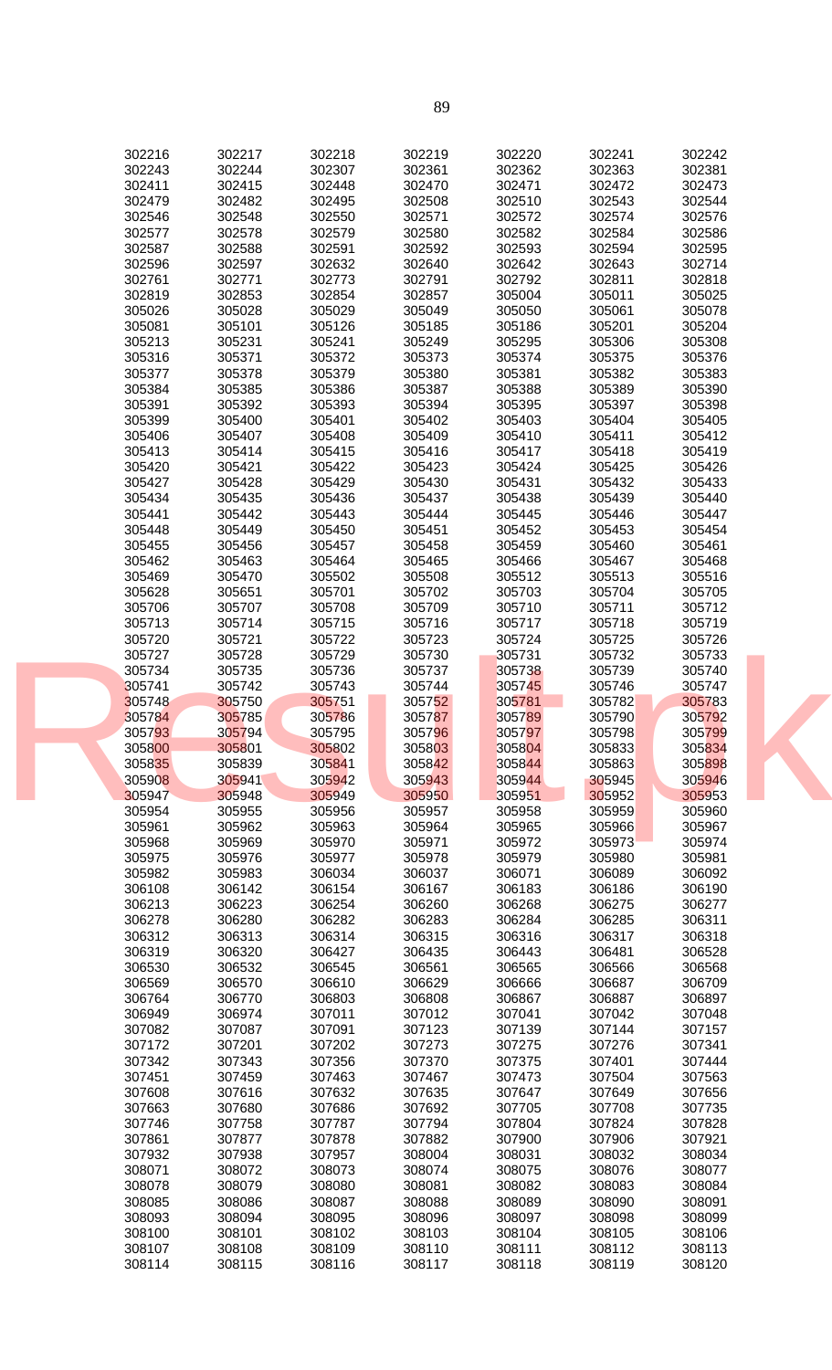| | | | | | | |
|---|---|---|---|---|---|---|
| 302216 | 302217 | 302218 | 302219 | 302220 | 302241 | 302242 |
| 302243 | 302244 | 302307 | 302361 | 302362 | 302363 | 302381 |
| 302411 | 302415 | 302448 | 302470 | 302471 | 302472 | 302473 |
| 302479 | 302482 | 302495 | 302508 | 302510 | 302543 | 302544 |
| 302546 | 302548 | 302550 | 302571 | 302572 | 302574 | 302576 |
| 302577 | 302578 | 302579 | 302580 | 302582 | 302584 | 302586 |
| 302587 | 302588 | 302591 | 302592 | 302593 | 302594 | 302595 |
| 302596 | 302597 | 302632 | 302640 | 302642 | 302643 | 302714 |
| 302761 | 302771 | 302773 | 302791 | 302792 | 302811 | 302818 |
| 302819 | 302853 | 302854 | 302857 | 305004 | 305011 | 305025 |
| 305026 | 305028 | 305029 | 305049 | 305050 | 305061 | 305078 |
| 305081 | 305101 | 305126 | 305185 | 305186 | 305201 | 305204 |
| 305213 | 305231 | 305241 | 305249 | 305295 | 305306 | 305308 |
| 305316 | 305371 | 305372 | 305373 | 305374 | 305375 | 305376 |
| 305377 | 305378 | 305379 | 305380 | 305381 | 305382 | 305383 |
| 305384 | 305385 | 305386 | 305387 | 305388 | 305389 | 305390 |
| 305391 | 305392 | 305393 | 305394 | 305395 | 305397 | 305398 |
| 305399 | 305400 | 305401 | 305402 | 305403 | 305404 | 305405 |
| 305406 | 305407 | 305408 | 305409 | 305410 | 305411 | 305412 |
| 305413 | 305414 | 305415 | 305416 | 305417 | 305418 | 305419 |
| 305420 | 305421 | 305422 | 305423 | 305424 | 305425 | 305426 |
| 305427 | 305428 | 305429 | 305430 | 305431 | 305432 | 305433 |
| 305434 | 305435 | 305436 | 305437 | 305438 | 305439 | 305440 |
| 305441 | 305442 | 305443 | 305444 | 305445 | 305446 | 305447 |
| 305448 | 305449 | 305450 | 305451 | 305452 | 305453 | 305454 |
| 305455 | 305456 | 305457 | 305458 | 305459 | 305460 | 305461 |
| 305462 | 305463 | 305464 | 305465 | 305466 | 305467 | 305468 |
| 305469 | 305470 | 305502 | 305508 | 305512 | 305513 | 305516 |
| 305628 | 305651 | 305701 | 305702 | 305703 | 305704 | 305705 |
| 305706 | 305707 | 305708 | 305709 | 305710 | 305711 | 305712 |
| 305713 | 305714 | 305715 | 305716 | 305717 | 305718 | 305719 |
| 305720 | 305721 | 305722 | 305723 | 305724 | 305725 | 305726 |
| 305727 | 305728 | 305729 | 305730 | 305731 | 305732 | 305733 |
| 305734 | 305735 | 305736 | 305737 | 305738 | 305739 | 305740 |
| 305741 | 305742 | 305743 | 305744 | 305745 | 305746 | 305747 |
| 305748 | 305750 | 305751 | 305752 | 305781 | 305782 | 305783 |
| 305784 | 305785 | 305786 | 305787 | 305789 | 305790 | 305792 |
| 305793 | 305794 | 305795 | 305796 | 305797 | 305798 | 305799 |
| 305800 | 305801 | 305802 | 305803 | 305804 | 305833 | 305834 |
| 305835 | 305839 | 305841 | 305842 | 305844 | 305863 | 305898 |
| 305908 | 305941 | 305942 | 305943 | 305944 | 305945 | 305946 |
| 305947 | 305948 | 305949 | 305950 | 305951 | 305952 | 305953 |
| 305954 | 305955 | 305956 | 305957 | 305958 | 305959 | 305960 |
| 305961 | 305962 | 305963 | 305964 | 305965 | 305966 | 305967 |
| 305968 | 305969 | 305970 | 305971 | 305972 | 305973 | 305974 |
| 305975 | 305976 | 305977 | 305978 | 305979 | 305980 | 305981 |
| 305982 | 305983 | 306034 | 306037 | 306071 | 306089 | 306092 |
| 306108 | 306142 | 306154 | 306167 | 306183 | 306186 | 306190 |
| 306213 | 306223 | 306254 | 306260 | 306268 | 306275 | 306277 |
| 306278 | 306280 | 306282 | 306283 | 306284 | 306285 | 306311 |
| 306312 | 306313 | 306314 | 306315 | 306316 | 306317 | 306318 |
| 306319 | 306320 | 306427 | 306435 | 306443 | 306481 | 306528 |
| 306530 | 306532 | 306545 | 306561 | 306565 | 306566 | 306568 |
| 306569 | 306570 | 306610 | 306629 | 306666 | 306687 | 306709 |
| 306764 | 306770 | 306803 | 306808 | 306867 | 306887 | 306897 |
| 306949 | 306974 | 307011 | 307012 | 307041 | 307042 | 307048 |
| 307082 | 307087 | 307091 | 307123 | 307139 | 307144 | 307157 |
| 307172 | 307201 | 307202 | 307273 | 307275 | 307276 | 307341 |
| 307342 | 307343 | 307356 | 307370 | 307375 | 307401 | 307444 |
| 307451 | 307459 | 307463 | 307467 | 307473 | 307504 | 307563 |
| 307608 | 307616 | 307632 | 307635 | 307647 | 307649 | 307656 |
| 307663 | 307680 | 307686 | 307692 | 307705 | 307708 | 307735 |
| 307746 | 307758 | 307787 | 307794 | 307804 | 307824 | 307828 |
| 307861 | 307877 | 307878 | 307882 | 307900 | 307906 | 307921 |
| 307932 | 307938 | 307957 | 308004 | 308031 | 308032 | 308034 |
| 308071 | 308072 | 308073 | 308074 | 308075 | 308076 | 308077 |
| 308078 | 308079 | 308080 | 308081 | 308082 | 308083 | 308084 |
| 308085 | 308086 | 308087 | 308088 | 308089 | 308090 | 308091 |
| 308093 | 308094 | 308095 | 308096 | 308097 | 308098 | 308099 |
| 308100 | 308101 | 308102 | 308103 | 308104 | 308105 | 308106 |
| 308107 | 308108 | 308109 | 308110 | 308111 | 308112 | 308113 |
| 308114 | 308115 | 308116 | 308117 | 308118 | 308119 | 308120 |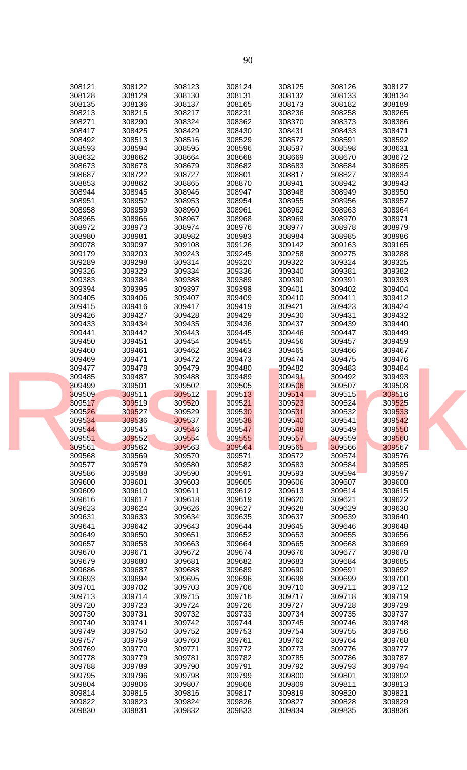| | | | | | | |
|---|---|---|---|---|---|---|
| 308121 | 308122 | 308123 | 308124 | 308125 | 308126 | 308127 |
| 308128 | 308129 | 308130 | 308131 | 308132 | 308133 | 308134 |
| 308135 | 308136 | 308137 | 308165 | 308173 | 308182 | 308189 |
| 308213 | 308215 | 308217 | 308231 | 308236 | 308258 | 308265 |
| 308271 | 308290 | 308324 | 308362 | 308370 | 308373 | 308386 |
| 308417 | 308425 | 308429 | 308430 | 308431 | 308433 | 308471 |
| 308492 | 308513 | 308516 | 308529 | 308572 | 308591 | 308592 |
| 308593 | 308594 | 308595 | 308596 | 308597 | 308598 | 308631 |
| 308632 | 308662 | 308664 | 308668 | 308669 | 308670 | 308672 |
| 308673 | 308678 | 308679 | 308682 | 308683 | 308684 | 308685 |
| 308687 | 308722 | 308727 | 308801 | 308817 | 308827 | 308834 |
| 308853 | 308862 | 308865 | 308870 | 308941 | 308942 | 308943 |
| 308944 | 308945 | 308946 | 308947 | 308948 | 308949 | 308950 |
| 308951 | 308952 | 308953 | 308954 | 308955 | 308956 | 308957 |
| 308958 | 308959 | 308960 | 308961 | 308962 | 308963 | 308964 |
| 308965 | 308966 | 308967 | 308968 | 308969 | 308970 | 308971 |
| 308972 | 308973 | 308974 | 308976 | 308977 | 308978 | 308979 |
| 308980 | 308981 | 308982 | 308983 | 308984 | 308985 | 308986 |
| 309078 | 309097 | 309108 | 309126 | 309142 | 309163 | 309165 |
| 309179 | 309203 | 309243 | 309245 | 309258 | 309275 | 309288 |
| 309289 | 309298 | 309314 | 309320 | 309322 | 309324 | 309325 |
| 309326 | 309329 | 309334 | 309336 | 309340 | 309381 | 309382 |
| 309383 | 309384 | 309388 | 309389 | 309390 | 309391 | 309393 |
| 309394 | 309395 | 309397 | 309398 | 309401 | 309402 | 309404 |
| 309405 | 309406 | 309407 | 309409 | 309410 | 309411 | 309412 |
| 309415 | 309416 | 309417 | 309419 | 309421 | 309423 | 309424 |
| 309426 | 309427 | 309428 | 309429 | 309430 | 309431 | 309432 |
| 309433 | 309434 | 309435 | 309436 | 309437 | 309439 | 309440 |
| 309441 | 309442 | 309443 | 309445 | 309446 | 309447 | 309449 |
| 309450 | 309451 | 309454 | 309455 | 309456 | 309457 | 309459 |
| 309460 | 309461 | 309462 | 309463 | 309465 | 309466 | 309467 |
| 309469 | 309471 | 309472 | 309473 | 309474 | 309475 | 309476 |
| 309477 | 309478 | 309479 | 309480 | 309482 | 309483 | 309484 |
| 309485 | 309487 | 309488 | 309489 | 309491 | 309492 | 309493 |
| 309499 | 309501 | 309502 | 309505 | 309506 | 309507 | 309508 |
| 309509 | 309511 | 309512 | 309513 | 309514 | 309515 | 309516 |
| 309517 | 309519 | 309520 | 309521 | 309523 | 309524 | 309525 |
| 309526 | 309527 | 309529 | 309530 | 309531 | 309532 | 309533 |
| 309534 | 309536 | 309537 | 309538 | 309540 | 309541 | 309542 |
| 309544 | 309545 | 309546 | 309547 | 309548 | 309549 | 309550 |
| 309551 | 309552 | 309554 | 309555 | 309557 | 309559 | 309560 |
| 309561 | 309562 | 309563 | 309564 | 309565 | 309566 | 309567 |
| 309568 | 309569 | 309570 | 309571 | 309572 | 309574 | 309576 |
| 309577 | 309579 | 309580 | 309582 | 309583 | 309584 | 309585 |
| 309586 | 309588 | 309590 | 309591 | 309593 | 309594 | 309597 |
| 309600 | 309601 | 309603 | 309605 | 309606 | 309607 | 309608 |
| 309609 | 309610 | 309611 | 309612 | 309613 | 309614 | 309615 |
| 309616 | 309617 | 309618 | 309619 | 309620 | 309621 | 309622 |
| 309623 | 309624 | 309626 | 309627 | 309628 | 309629 | 309630 |
| 309631 | 309633 | 309634 | 309635 | 309637 | 309639 | 309640 |
| 309641 | 309642 | 309643 | 309644 | 309645 | 309646 | 309648 |
| 309649 | 309650 | 309651 | 309652 | 309653 | 309655 | 309656 |
| 309657 | 309658 | 309663 | 309664 | 309665 | 309668 | 309669 |
| 309670 | 309671 | 309672 | 309674 | 309676 | 309677 | 309678 |
| 309679 | 309680 | 309681 | 309682 | 309683 | 309684 | 309685 |
| 309686 | 309687 | 309688 | 309689 | 309690 | 309691 | 309692 |
| 309693 | 309694 | 309695 | 309696 | 309698 | 309699 | 309700 |
| 309701 | 309702 | 309703 | 309706 | 309710 | 309711 | 309712 |
| 309713 | 309714 | 309715 | 309716 | 309717 | 309718 | 309719 |
| 309720 | 309723 | 309724 | 309726 | 309727 | 309728 | 309729 |
| 309730 | 309731 | 309732 | 309733 | 309734 | 309735 | 309737 |
| 309740 | 309741 | 309742 | 309744 | 309745 | 309746 | 309748 |
| 309749 | 309750 | 309752 | 309753 | 309754 | 309755 | 309756 |
| 309757 | 309759 | 309760 | 309761 | 309762 | 309764 | 309768 |
| 309769 | 309770 | 309771 | 309772 | 309773 | 309776 | 309777 |
| 309778 | 309779 | 309781 | 309782 | 309785 | 309786 | 309787 |
| 309788 | 309789 | 309790 | 309791 | 309792 | 309793 | 309794 |
| 309795 | 309796 | 309798 | 309799 | 309800 | 309801 | 309802 |
| 309804 | 309806 | 309807 | 309808 | 309809 | 309811 | 309813 |
| 309814 | 309815 | 309816 | 309817 | 309819 | 309820 | 309821 |
| 309822 | 309823 | 309824 | 309826 | 309827 | 309828 | 309829 |
| 309830 | 309831 | 309832 | 309833 | 309834 | 309835 | 309836 |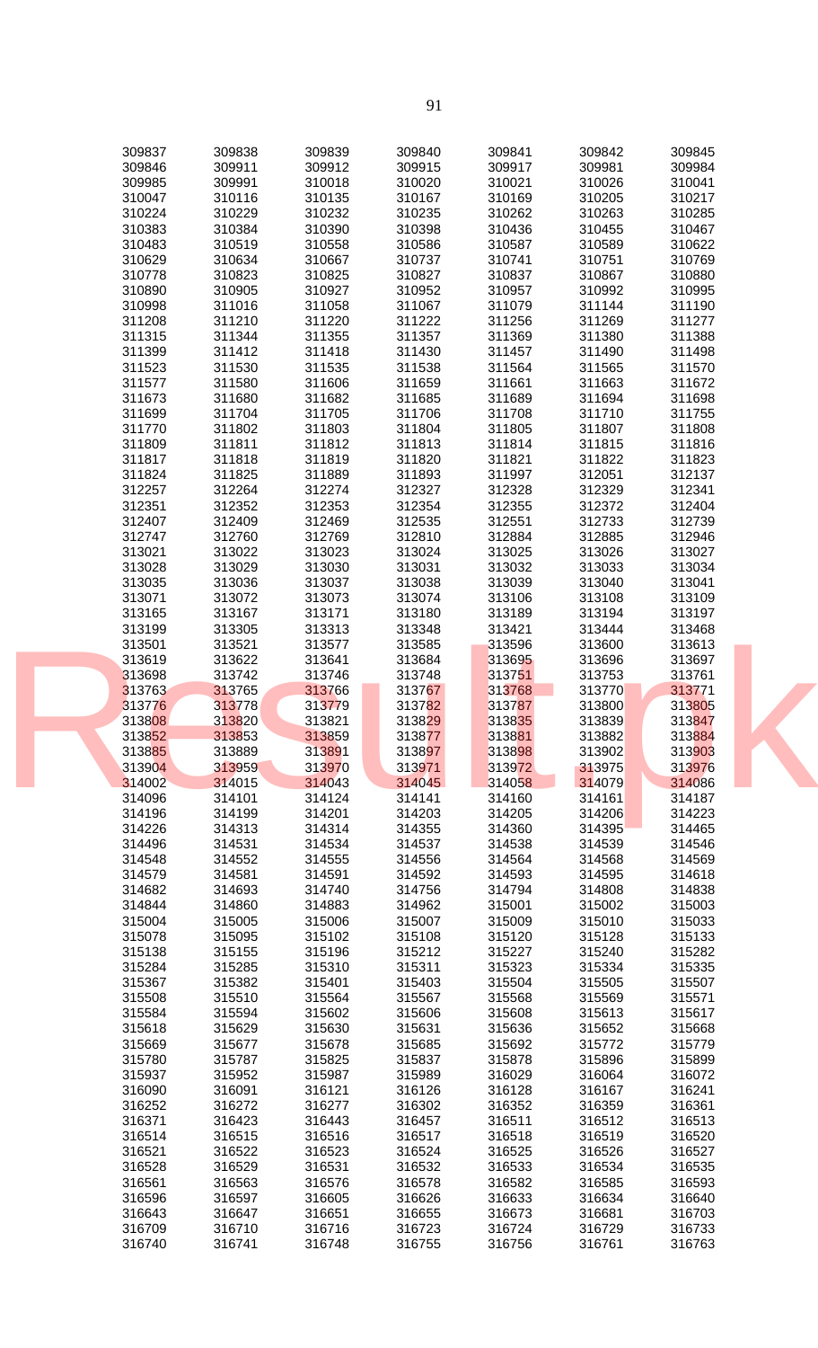| | | | | | | |
|---|---|---|---|---|---|---|
| 309837 | 309838 | 309839 | 309840 | 309841 | 309842 | 309845 |
| 309846 | 309911 | 309912 | 309915 | 309917 | 309981 | 309984 |
| 309985 | 309991 | 310018 | 310020 | 310021 | 310026 | 310041 |
| 310047 | 310116 | 310135 | 310167 | 310169 | 310205 | 310217 |
| 310224 | 310229 | 310232 | 310235 | 310262 | 310263 | 310285 |
| 310383 | 310384 | 310390 | 310398 | 310436 | 310455 | 310467 |
| 310483 | 310519 | 310558 | 310586 | 310587 | 310589 | 310622 |
| 310629 | 310634 | 310667 | 310737 | 310741 | 310751 | 310769 |
| 310778 | 310823 | 310825 | 310827 | 310837 | 310867 | 310880 |
| 310890 | 310905 | 310927 | 310952 | 310957 | 310992 | 310995 |
| 310998 | 311016 | 311058 | 311067 | 311079 | 311144 | 311190 |
| 311208 | 311210 | 311220 | 311222 | 311256 | 311269 | 311277 |
| 311315 | 311344 | 311355 | 311357 | 311369 | 311380 | 311388 |
| 311399 | 311412 | 311418 | 311430 | 311457 | 311490 | 311498 |
| 311523 | 311530 | 311535 | 311538 | 311564 | 311565 | 311570 |
| 311577 | 311580 | 311606 | 311659 | 311661 | 311663 | 311672 |
| 311673 | 311680 | 311682 | 311685 | 311689 | 311694 | 311698 |
| 311699 | 311704 | 311705 | 311706 | 311708 | 311710 | 311755 |
| 311770 | 311802 | 311803 | 311804 | 311805 | 311807 | 311808 |
| 311809 | 311811 | 311812 | 311813 | 311814 | 311815 | 311816 |
| 311817 | 311818 | 311819 | 311820 | 311821 | 311822 | 311823 |
| 311824 | 311825 | 311889 | 311893 | 311997 | 312051 | 312137 |
| 312257 | 312264 | 312274 | 312327 | 312328 | 312329 | 312341 |
| 312351 | 312352 | 312353 | 312354 | 312355 | 312372 | 312404 |
| 312407 | 312409 | 312469 | 312535 | 312551 | 312733 | 312739 |
| 312747 | 312760 | 312769 | 312810 | 312884 | 312885 | 312946 |
| 313021 | 313022 | 313023 | 313024 | 313025 | 313026 | 313027 |
| 313028 | 313029 | 313030 | 313031 | 313032 | 313033 | 313034 |
| 313035 | 313036 | 313037 | 313038 | 313039 | 313040 | 313041 |
| 313071 | 313072 | 313073 | 313074 | 313106 | 313108 | 313109 |
| 313165 | 313167 | 313171 | 313180 | 313189 | 313194 | 313197 |
| 313199 | 313305 | 313313 | 313348 | 313421 | 313444 | 313468 |
| 313501 | 313521 | 313577 | 313585 | 313596 | 313600 | 313613 |
| 313619 | 313622 | 313641 | 313684 | 313695 | 313696 | 313697 |
| 313698 | 313742 | 313746 | 313748 | 313751 | 313753 | 313761 |
| 313763 | 313765 | 313766 | 313767 | 313768 | 313770 | 313771 |
| 313776 | 313778 | 313779 | 313782 | 313787 | 313800 | 313805 |
| 313808 | 313820 | 313821 | 313829 | 313835 | 313839 | 313847 |
| 313852 | 313853 | 313859 | 313877 | 313881 | 313882 | 313884 |
| 313885 | 313889 | 313891 | 313897 | 313898 | 313902 | 313903 |
| 313904 | 313959 | 313970 | 313971 | 313972 | 313975 | 313976 |
| 314002 | 314015 | 314043 | 314045 | 314058 | 314079 | 314086 |
| 314096 | 314101 | 314124 | 314141 | 314160 | 314161 | 314187 |
| 314196 | 314199 | 314201 | 314203 | 314205 | 314206 | 314223 |
| 314226 | 314313 | 314314 | 314355 | 314360 | 314395 | 314465 |
| 314496 | 314531 | 314534 | 314537 | 314538 | 314539 | 314546 |
| 314548 | 314552 | 314555 | 314556 | 314564 | 314568 | 314569 |
| 314579 | 314581 | 314591 | 314592 | 314593 | 314595 | 314618 |
| 314682 | 314693 | 314740 | 314756 | 314794 | 314808 | 314838 |
| 314844 | 314860 | 314883 | 314962 | 315001 | 315002 | 315003 |
| 315004 | 315005 | 315006 | 315007 | 315009 | 315010 | 315033 |
| 315078 | 315095 | 315102 | 315108 | 315120 | 315128 | 315133 |
| 315138 | 315155 | 315196 | 315212 | 315227 | 315240 | 315282 |
| 315284 | 315285 | 315310 | 315311 | 315323 | 315334 | 315335 |
| 315367 | 315382 | 315401 | 315403 | 315504 | 315505 | 315507 |
| 315508 | 315510 | 315564 | 315567 | 315568 | 315569 | 315571 |
| 315584 | 315594 | 315602 | 315606 | 315608 | 315613 | 315617 |
| 315618 | 315629 | 315630 | 315631 | 315636 | 315652 | 315668 |
| 315669 | 315677 | 315678 | 315685 | 315692 | 315772 | 315779 |
| 315780 | 315787 | 315825 | 315837 | 315878 | 315896 | 315899 |
| 315937 | 315952 | 315987 | 315989 | 316029 | 316064 | 316072 |
| 316090 | 316091 | 316121 | 316126 | 316128 | 316167 | 316241 |
| 316252 | 316272 | 316277 | 316302 | 316352 | 316359 | 316361 |
| 316371 | 316423 | 316443 | 316457 | 316511 | 316512 | 316513 |
| 316514 | 316515 | 316516 | 316517 | 316518 | 316519 | 316520 |
| 316521 | 316522 | 316523 | 316524 | 316525 | 316526 | 316527 |
| 316528 | 316529 | 316531 | 316532 | 316533 | 316534 | 316535 |
| 316561 | 316563 | 316576 | 316578 | 316582 | 316585 | 316593 |
| 316596 | 316597 | 316605 | 316626 | 316633 | 316634 | 316640 |
| 316643 | 316647 | 316651 | 316655 | 316673 | 316681 | 316703 |
| 316709 | 316710 | 316716 | 316723 | 316724 | 316729 | 316733 |
| 316740 | 316741 | 316748 | 316755 | 316756 | 316761 | 316763 |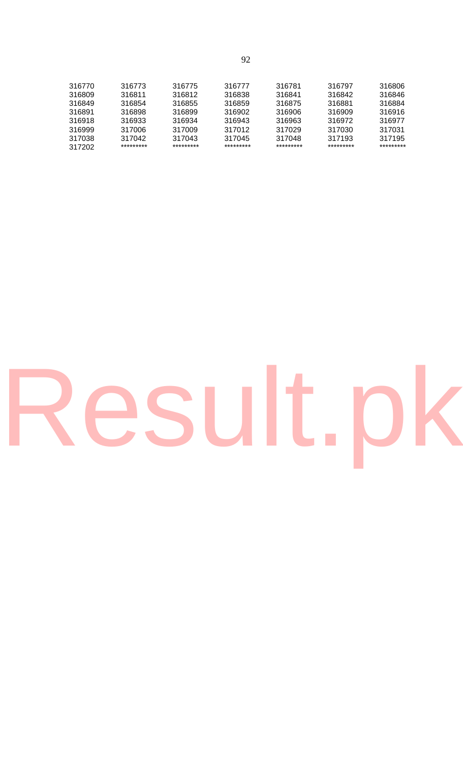| | | | | | | |
|---|---|---|---|---|---|---|
| 316770 | 316773 | 316775 | 316777 | 316781 | 316797 | 316806 |
| 316809 | 316811 | 316812 | 316838 | 316841 | 316842 | 316846 |
| 316849 | 316854 | 316855 | 316859 | 316875 | 316881 | 316884 |
| 316891 | 316898 | 316899 | 316902 | 316906 | 316909 | 316916 |
| 316918 | 316933 | 316934 | 316943 | 316963 | 316972 | 316977 |
| 316999 | 317006 | 317009 | 317012 | 317029 | 317030 | 317031 |
| 317038 | 317042 | 317043 | 317045 | 317048 | 317193 | 317195 |
| 317202 | ********* | ********* | ********* | ********* | ********* | ********* |